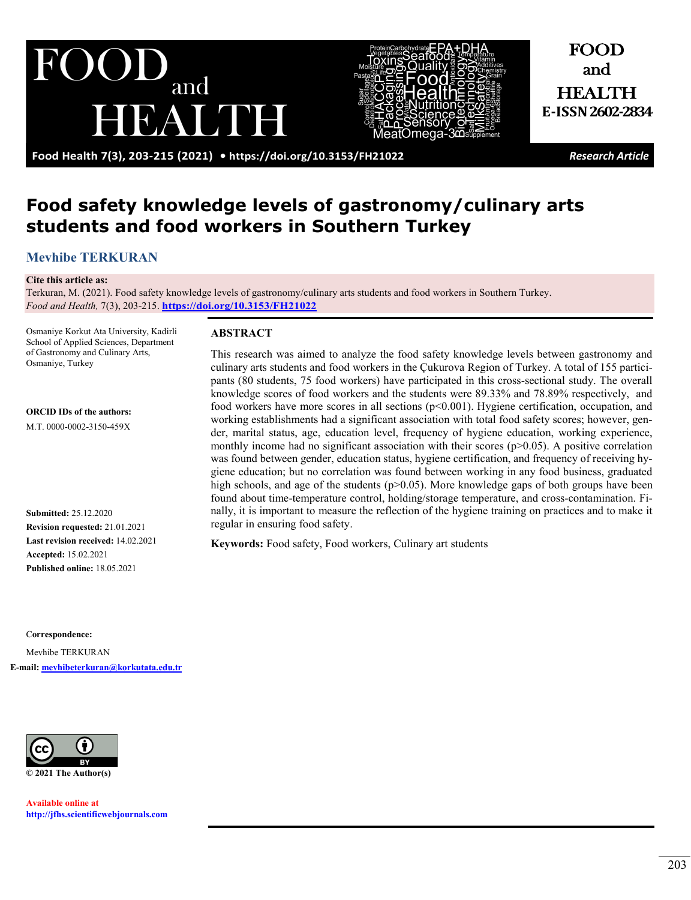# Food safety knowledge levels of gastronomy/culinary arts students and food workers in Southern Turkey

**Mevhibe TERKURAN**

**Cite this article as:**
Terkuran, M. (2021). Food safety knowledge levels of gastronomy/culinary arts students and food workers in Southern Turkey. *Food and Health,* 7(3), 203-215. https://doi.org/10.3153/FH21022

Osmaniye Korkut Ata University, Kadirli School of Applied Sciences, Department of Gastronomy and Culinary Arts, Osmaniye, Turkey

**ORCID IDs of the authors:**
M.T. 0000-0002-3150-459X

**Submitted:** 25.12.2020
**Revision requested:** 21.01.2021
**Last revision received:** 14.02.2021
**Accepted:** 15.02.2021
**Published online:** 18.05.2021

**Correspondence:**
Mevhibe TERKURAN
**E-mail:** mevhibeterkuran@korkutata.edu.tr

© 2021 The Author(s)

Available online at
http://jfhs.scientificwebjournals.com

## ABSTRACT

This research was aimed to analyze the food safety knowledge levels between gastronomy and culinary arts students and food workers in the Çukurova Region of Turkey. A total of 155 participants (80 students, 75 food workers) have participated in this cross-sectional study. The overall knowledge scores of food workers and the students were 89.33% and 78.89% respectively, and food workers have more scores in all sections ($p<0.001$). Hygiene certification, occupation, and working establishments had a significant association with total food safety scores; however, gender, marital status, age, education level, frequency of hygiene education, working experience, monthly income had no significant association with their scores ($p>0.05$). A positive correlation was found between gender, education status, hygiene certification, and frequency of receiving hygiene education; but no correlation was found between working in any food business, graduated high schools, and age of the students ($p>0.05$). More knowledge gaps of both groups have been found about time-temperature control, holding/storage temperature, and cross-contamination. Finally, it is important to measure the reflection of the hygiene training on practices and to make it regular in ensuring food safety.

**Keywords:** Food safety, Food workers, Culinary art students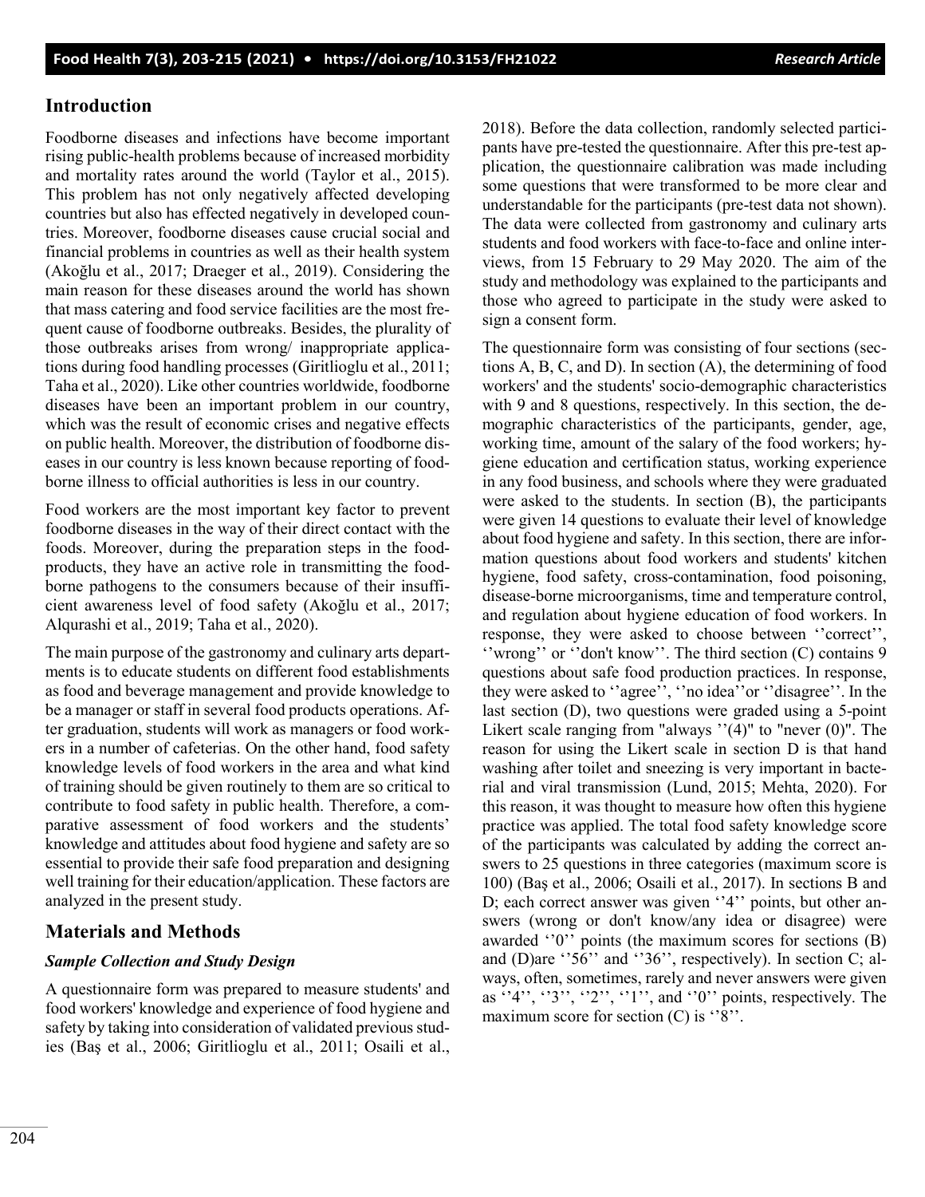## Introduction

Foodborne diseases and infections have become important rising public-health problems because of increased morbidity and mortality rates around the world (Taylor et al., 2015). This problem has not only negatively affected developing countries but also has effected negatively in developed countries. Moreover, foodborne diseases cause crucial social and financial problems in countries as well as their health system (Akoğlu et al., 2017; Draeger et al., 2019). Considering the main reason for these diseases around the world has shown that mass catering and food service facilities are the most frequent cause of foodborne outbreaks. Besides, the plurality of those outbreaks arises from wrong/ inappropriate applications during food handling processes (Giritlioglu et al., 2011; Taha et al., 2020). Like other countries worldwide, foodborne diseases have been an important problem in our country, which was the result of economic crises and negative effects on public health. Moreover, the distribution of foodborne diseases in our country is less known because reporting of foodborne illness to official authorities is less in our country.

Food workers are the most important key factor to prevent foodborne diseases in the way of their direct contact with the foods. Moreover, during the preparation steps in the food-products, they have an active role in transmitting the foodborne pathogens to the consumers because of their insufficient awareness level of food safety (Akoğlu et al., 2017; Alqurashi et al., 2019; Taha et al., 2020).

The main purpose of the gastronomy and culinary arts departments is to educate students on different food establishments as food and beverage management and provide knowledge to be a manager or staff in several food products operations. After graduation, students will work as managers or food workers in a number of cafeterias. On the other hand, food safety knowledge levels of food workers in the area and what kind of training should be given routinely to them are so critical to contribute to food safety in public health. Therefore, a comparative assessment of food workers and the students' knowledge and attitudes about food hygiene and safety are so essential to provide their safe food preparation and designing well training for their education/application. These factors are analyzed in the present study.

## Materials and Methods

### *Sample Collection and Study Design*

A questionnaire form was prepared to measure students' and food workers' knowledge and experience of food hygiene and safety by taking into consideration of validated previous studies (Baş et al., 2006; Giritlioglu et al., 2011; Osaili et al., 2018). Before the data collection, randomly selected participants have pre-tested the questionnaire. After this pre-test application, the questionnaire calibration was made including some questions that were transformed to be more clear and understandable for the participants (pre-test data not shown). The data were collected from gastronomy and culinary arts students and food workers with face-to-face and online interviews, from 15 February to 29 May 2020. The aim of the study and methodology was explained to the participants and those who agreed to participate in the study were asked to sign a consent form.

The questionnaire form was consisting of four sections (sections A, B, C, and D). In section (A), the determining of food workers' and the students' socio-demographic characteristics with 9 and 8 questions, respectively. In this section, the demographic characteristics of the participants, gender, age, working time, amount of the salary of the food workers; hygiene education and certification status, working experience in any food business, and schools where they were graduated were asked to the students. In section (B), the participants were given 14 questions to evaluate their level of knowledge about food hygiene and safety. In this section, there are information questions about food workers and students' kitchen hygiene, food safety, cross-contamination, food poisoning, disease-borne microorganisms, time and temperature control, and regulation about hygiene education of food workers. In response, they were asked to choose between ''correct'', ''wrong'' or ''don't know''. The third section (C) contains 9 questions about safe food production practices. In response, they were asked to ''agree'', ''no idea''or ''disagree''. In the last section (D), two questions were graded using a 5-point Likert scale ranging from "always ''(4)" to "never (0)". The reason for using the Likert scale in section D is that hand washing after toilet and sneezing is very important in bacterial and viral transmission (Lund, 2015; Mehta, 2020). For this reason, it was thought to measure how often this hygiene practice was applied. The total food safety knowledge score of the participants was calculated by adding the correct answers to 25 questions in three categories (maximum score is 100) (Baş et al., 2006; Osaili et al., 2017). In sections B and D; each correct answer was given ''4'' points, but other answers (wrong or don't know/any idea or disagree) were awarded ''0'' points (the maximum scores for sections (B) and (D)are ''56'' and ''36'', respectively). In section C; always, often, sometimes, rarely and never answers were given as ''4'', ''3'', ''2'', ''1'', and ''0'' points, respectively. The maximum score for section (C) is ''8''.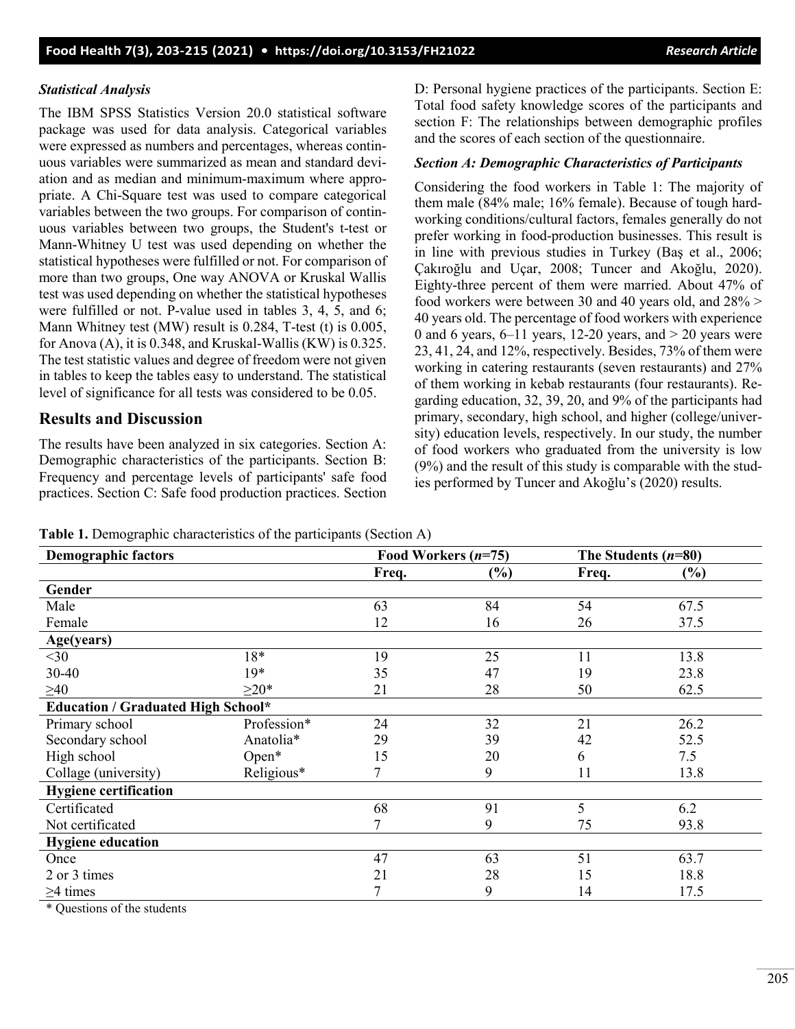### *Statistical Analysis*

The IBM SPSS Statistics Version 20.0 statistical software package was used for data analysis. Categorical variables were expressed as numbers and percentages, whereas continuous variables were summarized as mean and standard deviation and as median and minimum-maximum where appropriate. A Chi-Square test was used to compare categorical variables between the two groups. For comparison of continuous variables between two groups, the Student's t-test or Mann-Whitney U test was used depending on whether the statistical hypotheses were fulfilled or not. For comparison of more than two groups, One way ANOVA or Kruskal Wallis test was used depending on whether the statistical hypotheses were fulfilled or not. P-value used in tables 3, 4, 5, and 6; Mann Whitney test (MW) result is 0.284, T-test (t) is 0.005, for Anova (A), it is 0.348, and Kruskal-Wallis (KW) is 0.325. The test statistic values and degree of freedom were not given in tables to keep the tables easy to understand. The statistical level of significance for all tests was considered to be 0.05.

## Results and Discussion

The results have been analyzed in six categories. Section A: Demographic characteristics of the participants. Section B: Frequency and percentage levels of participants' safe food practices. Section C: Safe food production practices. Section D: Personal hygiene practices of the participants. Section E: Total food safety knowledge scores of the participants and section F: The relationships between demographic profiles and the scores of each section of the questionnaire.

### *Section A: Demographic Characteristics of Participants*

Considering the food workers in Table 1: The majority of them male (84% male; 16% female). Because of tough hard-working conditions/cultural factors, females generally do not prefer working in food-production businesses. This result is in line with previous studies in Turkey (Baş et al., 2006; Çakıroğlu and Uçar, 2008; Tuncer and Akoğlu, 2020). Eighty-three percent of them were married. About 47% of food workers were between 30 and 40 years old, and 28% > 40 years old. The percentage of food workers with experience 0 and 6 years, 6–11 years, 12-20 years, and > 20 years were 23, 41, 24, and 12%, respectively. Besides, 73% of them were working in catering restaurants (seven restaurants) and 27% of them working in kebab restaurants (four restaurants). Regarding education, 32, 39, 20, and 9% of the participants had primary, secondary, high school, and higher (college/university) education levels, respectively. In our study, the number of food workers who graduated from the university is low (9%) and the result of this study is comparable with the studies performed by Tuncer and Akoğlu's (2020) results.

**Table 1.** Demographic characteristics of the participants (Section A)

| Demographic factors | | Food Workers (*n*=75) | | The Students (*n*=80) | |
|---|---|---|---|---|---|
| | | Freq. | (%) | Freq. | (%) |
| **Gender** | | | | | |
| Male | | 63 | 84 | 54 | 67.5 |
| Female | | 12 | 16 | 26 | 37.5 |
| **Age(years)** | | | | | |
| <30 | 18* | 19 | 25 | 11 | 13.8 |
| 30-40 | 19* | 35 | 47 | 19 | 23.8 |
| ≥40 | ≥20* | 21 | 28 | 50 | 62.5 |
| **Education / Graduated High School*** | | | | | |
| Primary school | Profession* | 24 | 32 | 21 | 26.2 |
| Secondary school | Anatolia* | 29 | 39 | 42 | 52.5 |
| High school | Open* | 15 | 20 | 6 | 7.5 |
| Collage (university) | Religious* | 7 | 9 | 11 | 13.8 |
| **Hygiene certification** | | | | | |
| Certificated | | 68 | 91 | 5 | 6.2 |
| Not certificated | | 7 | 9 | 75 | 93.8 |
| **Hygiene education** | | | | | |
| Once | | 47 | 63 | 51 | 63.7 |
| 2 or 3 times | | 21 | 28 | 15 | 18.8 |
| ≥4 times | | 7 | 9 | 14 | 17.5 |

\* Questions of the students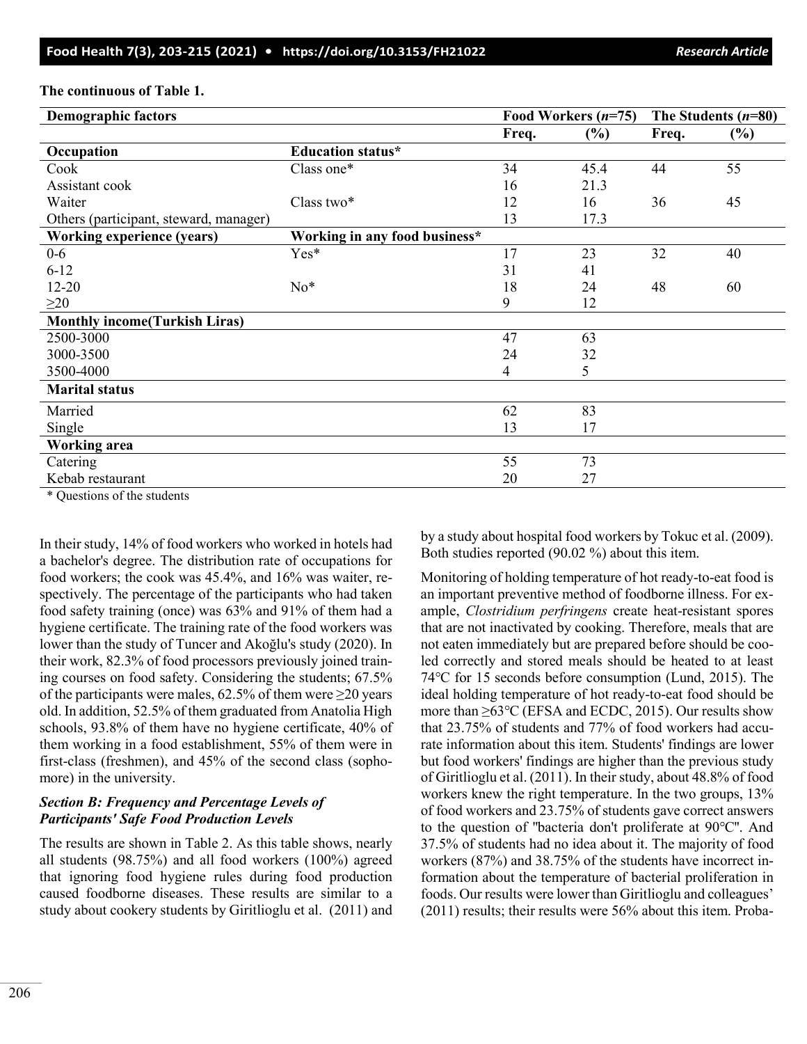**The continuous of Table 1.**

| Demographic factors | | Food Workers (*n*=75) | | The Students (*n*=80) | |
|---|---|---|---|---|---|
| | | Freq. | (%) | Freq. | (%) |
| **Occupation** | **Education status*** | | | | |
| Cook | Class one* | 34 | 45.4 | 44 | 55 |
| Assistant cook | | 16 | 21.3 | | |
| Waiter | Class two* | 12 | 16 | 36 | 45 |
| Others (participant, steward, manager) | | 13 | 17.3 | | |
| **Working experience (years)** | **Working in any food business*** | | | | |
| 0-6 | Yes* | 17 | 23 | 32 | 40 |
| 6-12 | | 31 | 41 | | |
| 12-20 | No* | 18 | 24 | 48 | 60 |
| ≥20 | | 9 | 12 | | |
| **Monthly income(Turkish Liras)** | | | | | |
| 2500-3000 | | 47 | 63 | | |
| 3000-3500 | | 24 | 32 | | |
| 3500-4000 | | 4 | 5 | | |
| **Marital status** | | | | | |
| Married | | 62 | 83 | | |
| Single | | 13 | 17 | | |
| **Working area** | | | | | |
| Catering | | 55 | 73 | | |
| Kebab restaurant | | 20 | 27 | | |

* Questions of the students

In their study, 14% of food workers who worked in hotels had a bachelor's degree. The distribution rate of occupations for food workers; the cook was 45.4%, and 16% was waiter, respectively. The percentage of the participants who had taken food safety training (once) was 63% and 91% of them had a hygiene certificate. The training rate of the food workers was lower than the study of Tuncer and Akoğlu's study (2020). In their work, 82.3% of food processors previously joined training courses on food safety. Considering the students; 67.5% of the participants were males, 62.5% of them were ≥20 years old. In addition, 52.5% of them graduated from Anatolia High schools, 93.8% of them have no hygiene certificate, 40% of them working in a food establishment, 55% of them were in first-class (freshmen), and 45% of the second class (sophomore) in the university.

### *Section B: Frequency and Percentage Levels of Participants' Safe Food Production Levels*

The results are shown in Table 2. As this table shows, nearly all students (98.75%) and all food workers (100%) agreed that ignoring food hygiene rules during food production caused foodborne diseases. These results are similar to a study about cookery students by Giritlioglu et al. (2011) and by a study about hospital food workers by Tokuc et al. (2009). Both studies reported (90.02 %) about this item.

Monitoring of holding temperature of hot ready-to-eat food is an important preventive method of foodborne illness. For example, *Clostridium perfringens* create heat-resistant spores that are not inactivated by cooking. Therefore, meals that are not eaten immediately but are prepared before should be cooled correctly and stored meals should be heated to at least 74°C for 15 seconds before consumption (Lund, 2015). The ideal holding temperature of hot ready-to-eat food should be more than ≥63°C (EFSA and ECDC, 2015). Our results show that 23.75% of students and 77% of food workers had accurate information about this item. Students' findings are lower but food workers' findings are higher than the previous study of Giritlioglu et al. (2011). In their study, about 48.8% of food workers knew the right temperature. In the two groups, 13% of food workers and 23.75% of students gave correct answers to the question of "bacteria don't proliferate at 90°C". And 37.5% of students had no idea about it. The majority of food workers (87%) and 38.75% of the students have incorrect information about the temperature of bacterial proliferation in foods. Our results were lower than Giritlioglu and colleagues' (2011) results; their results were 56% about this item. Proba-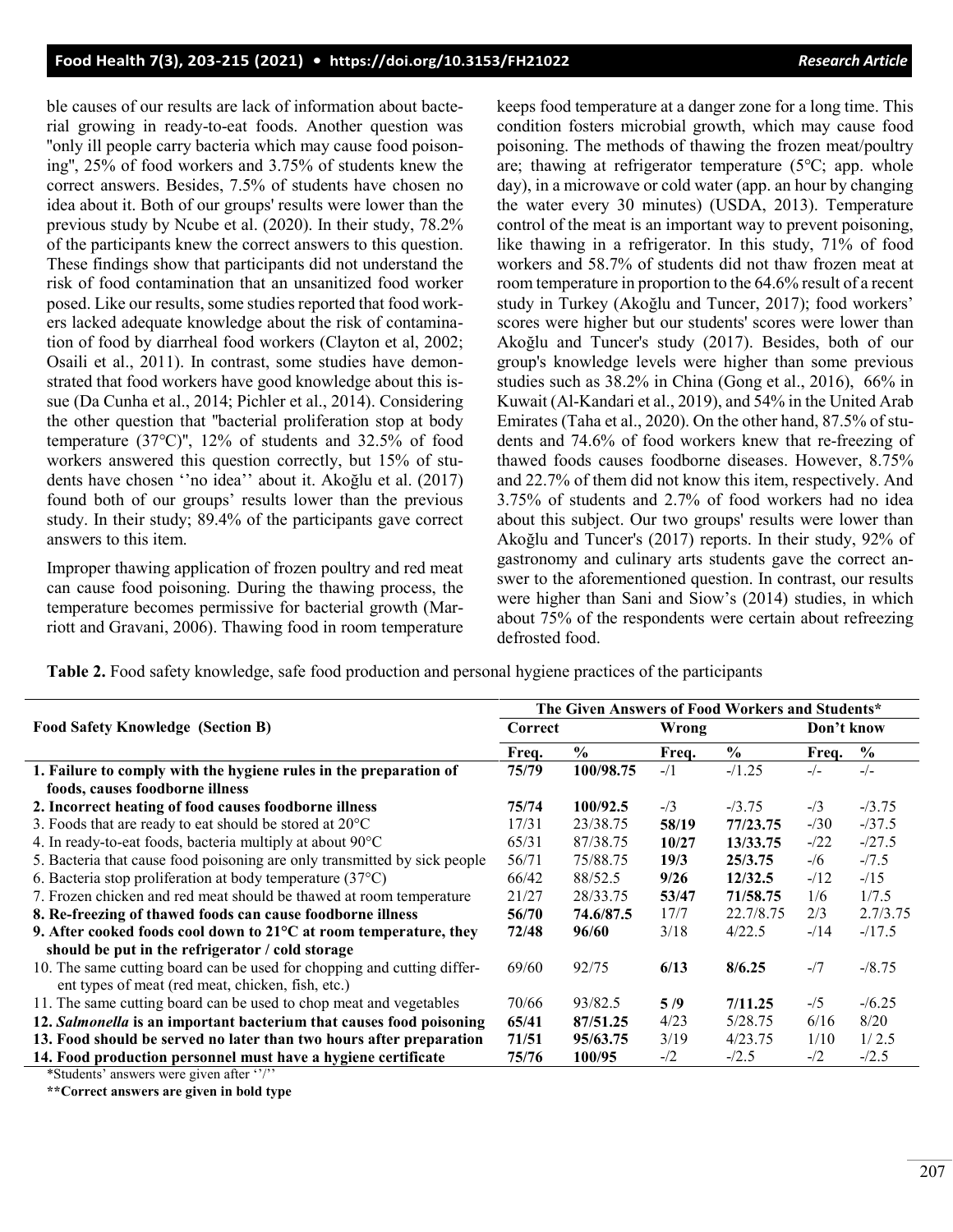ble causes of our results are lack of information about bacterial growing in ready-to-eat foods. Another question was "only ill people carry bacteria which may cause food poisoning", 25% of food workers and 3.75% of students knew the correct answers. Besides, 7.5% of students have chosen no idea about it. Both of our groups' results were lower than the previous study by Ncube et al. (2020). In their study, 78.2% of the participants knew the correct answers to this question. These findings show that participants did not understand the risk of food contamination that an unsanitized food worker posed. Like our results, some studies reported that food workers lacked adequate knowledge about the risk of contamination of food by diarrheal food workers (Clayton et al, 2002; Osaili et al., 2011). In contrast, some studies have demonstrated that food workers have good knowledge about this issue (Da Cunha et al., 2014; Pichler et al., 2014). Considering the other question that "bacterial proliferation stop at body temperature (37°C)", 12% of students and 32.5% of food workers answered this question correctly, but 15% of students have chosen ''no idea'' about it. Akoğlu et al. (2017) found both of our groups' results lower than the previous study. In their study; 89.4% of the participants gave correct answers to this item.

Improper thawing application of frozen poultry and red meat can cause food poisoning. During the thawing process, the temperature becomes permissive for bacterial growth (Marriott and Gravani, 2006). Thawing food in room temperature keeps food temperature at a danger zone for a long time. This condition fosters microbial growth, which may cause food poisoning. The methods of thawing the frozen meat/poultry are; thawing at refrigerator temperature (5°C; app. whole day), in a microwave or cold water (app. an hour by changing the water every 30 minutes) (USDA, 2013). Temperature control of the meat is an important way to prevent poisoning, like thawing in a refrigerator. In this study, 71% of food workers and 58.7% of students did not thaw frozen meat at room temperature in proportion to the 64.6% result of a recent study in Turkey (Akoğlu and Tuncer, 2017); food workers' scores were higher but our students' scores were lower than Akoğlu and Tuncer's study (2017). Besides, both of our group's knowledge levels were higher than some previous studies such as 38.2% in China (Gong et al., 2016), 66% in Kuwait (Al-Kandari et al., 2019), and 54% in the United Arab Emirates (Taha et al., 2020). On the other hand, 87.5% of students and 74.6% of food workers knew that re-freezing of thawed foods causes foodborne diseases. However, 8.75% and 22.7% of them did not know this item, respectively. And 3.75% of students and 2.7% of food workers had no idea about this subject. Our two groups' results were lower than Akoğlu and Tuncer's (2017) reports. In their study, 92% of gastronomy and culinary arts students gave the correct answer to the aforementioned question. In contrast, our results were higher than Sani and Siow's (2014) studies, in which about 75% of the respondents were certain about refreezing defrosted food.

**Table 2.** Food safety knowledge, safe food production and personal hygiene practices of the participants

| Food Safety Knowledge (Section B) | The Given Answers of Food Workers and Students* | | | | | |
|---|---|---|---|---|---|---|
| | Correct | | Wrong | | Don't know | |
| | Freq. | % | Freq. | % | Freq. | % |
| **1. Failure to comply with the hygiene rules in the preparation of foods, causes foodborne illness** | **75/79** | **100/98.75** | -/1 | -/1.25 | -/- | -/- |
| **2. Incorrect heating of food causes foodborne illness** | **75/74** | **100/92.5** | -/3 | -/3.75 | -/3 | -/3.75 |
| 3. Foods that are ready to eat should be stored at 20°C | 17/31 | 23/38.75 | **58/19** | **77/23.75** | -/30 | -/37.5 |
| 4. In ready-to-eat foods, bacteria multiply at about 90°C | 65/31 | 87/38.75 | **10/27** | **13/33.75** | -/22 | -/27.5 |
| 5. Bacteria that cause food poisoning are only transmitted by sick people | 56/71 | 75/88.75 | **19/3** | **25/3.75** | -/6 | -/7.5 |
| 6. Bacteria stop proliferation at body temperature (37°C) | 66/42 | 88/52.5 | **9/26** | **12/32.5** | -/12 | -/15 |
| 7. Frozen chicken and red meat should be thawed at room temperature | 21/27 | 28/33.75 | **53/47** | **71/58.75** | 1/6 | 1/7.5 |
| **8. Re-freezing of thawed foods can cause foodborne illness** | **56/70** | **74.6/87.5** | 17/7 | 22.7/8.75 | 2/3 | 2.7/3.75 |
| **9. After cooked foods cool down to 21°C at room temperature, they should be put in the refrigerator / cold storage** | **72/48** | **96/60** | 3/18 | 4/22.5 | -/14 | -/17.5 |
| 10. The same cutting board can be used for chopping and cutting different types of meat (red meat, chicken, fish, etc.) | 69/60 | 92/75 | **6/13** | **8/6.25** | -/7 | -/8.75 |
| 11. The same cutting board can be used to chop meat and vegetables | 70/66 | 93/82.5 | **5 /9** | **7/11.25** | -/5 | -/6.25 |
| **12. *Salmonella* is an important bacterium that causes food poisoning** | **65/41** | **87/51.25** | 4/23 | 5/28.75 | 6/16 | 8/20 |
| **13. Food should be served no later than two hours after preparation** | **71/51** | **95/63.75** | 3/19 | 4/23.75 | 1/10 | 1/ 2.5 |
| **14. Food production personnel must have a hygiene certificate** | **75/76** | **100/95** | -/2 | -/2.5 | -/2 | -/2.5 |

*Students' answers were given after ''/''

**Correct answers are given in bold type**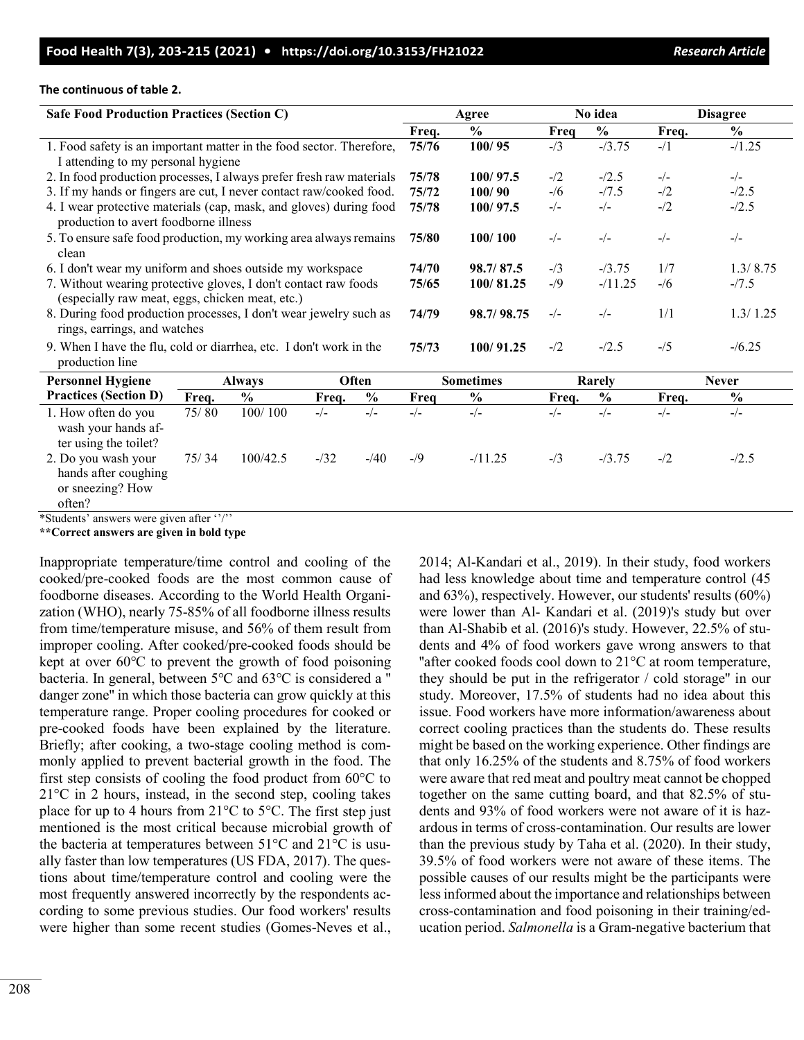**The continuous of table 2.**

| Safe Food Production Practices (Section C) | Agree | | No idea | | Disagree | |
|---|---|---|---|---|---|---|
| | Freq. | % | Freq | % | Freq. | % |
| 1. Food safety is an important matter in the food sector. Therefore, I attending to my personal hygiene | **75/76** | **100/ 95** | -/3 | -/3.75 | -/1 | -/1.25 |
| 2. In food production processes, I always prefer fresh raw materials | **75/78** | **100/ 97.5** | -/2 | -/2.5 | -/- | -/- |
| 3. If my hands or fingers are cut, I never contact raw/cooked food. | **75/72** | **100/ 90** | -/6 | -/7.5 | -/2 | -/2.5 |
| 4. I wear protective materials (cap, mask, and gloves) during food production to avert foodborne illness | **75/78** | **100/ 97.5** | -/- | -/- | -/2 | -/2.5 |
| 5. To ensure safe food production, my working area always remains clean | **75/80** | **100/ 100** | -/- | -/- | -/- | -/- |
| 6. I don't wear my uniform and shoes outside my workspace | **74/70** | **98.7/ 87.5** | -/3 | -/3.75 | 1/7 | 1.3/ 8.75 |
| 7. Without wearing protective gloves, I don't contact raw foods (especially raw meat, eggs, chicken meat, etc.) | **75/65** | **100/ 81.25** | -/9 | -/11.25 | -/6 | -/7.5 |
| 8. During food production processes, I don't wear jewelry such as rings, earrings, and watches | **74/79** | **98.7/ 98.75** | -/- | -/- | 1/1 | 1.3/ 1.25 |
| 9. When I have the flu, cold or diarrhea, etc. I don't work in the production line | **75/73** | **100/ 91.25** | -/2 | -/2.5 | -/5 | -/6.25 |

| Personnel Hygiene Practices (Section D) | Always | | Often | | Sometimes | | Rarely | | Never | |
|---|---|---|---|---|---|---|---|---|---|---|
| | Freq. | % | Freq. | % | Freq | % | Freq. | % | Freq. | % |
| 1. How often do you wash your hands after using the toilet? | 75/ 80 | 100/ 100 | -/- | -/- | -/- | -/- | -/- | -/- | -/- | -/- |
| 2. Do you wash your hands after coughing or sneezing? How often? | 75/ 34 | 100/42.5 | -/32 | -/40 | -/9 | -/11.25 | -/3 | -/3.75 | -/2 | -/2.5 |

*Students' answers were given after ''/''

****Correct answers are given in bold type**

Inappropriate temperature/time control and cooling of the cooked/pre-cooked foods are the most common cause of foodborne diseases. According to the World Health Organization (WHO), nearly 75-85% of all foodborne illness results from time/temperature misuse, and 56% of them result from improper cooling. After cooked/pre-cooked foods should be kept at over 60°C to prevent the growth of food poisoning bacteria. In general, between 5°C and 63°C is considered a " danger zone" in which those bacteria can grow quickly at this temperature range. Proper cooling procedures for cooked or pre-cooked foods have been explained by the literature. Briefly; after cooking, a two-stage cooling method is commonly applied to prevent bacterial growth in the food. The first step consists of cooling the food product from 60°C to 21°C in 2 hours, instead, in the second step, cooling takes place for up to 4 hours from 21°C to 5°C. The first step just mentioned is the most critical because microbial growth of the bacteria at temperatures between 51°C and 21°C is usually faster than low temperatures (US FDA, 2017). The questions about time/temperature control and cooling were the most frequently answered incorrectly by the respondents according to some previous studies. Our food workers' results were higher than some recent studies (Gomes-Neves et al., 2014; Al-Kandari et al., 2019). In their study, food workers had less knowledge about time and temperature control (45 and 63%), respectively. However, our students' results (60%) were lower than Al- Kandari et al. (2019)'s study but over than Al-Shabib et al. (2016)'s study. However, 22.5% of students and 4% of food workers gave wrong answers to that "after cooked foods cool down to 21°C at room temperature, they should be put in the refrigerator / cold storage" in our study. Moreover, 17.5% of students had no idea about this issue. Food workers have more information/awareness about correct cooling practices than the students do. These results might be based on the working experience. Other findings are that only 16.25% of the students and 8.75% of food workers were aware that red meat and poultry meat cannot be chopped together on the same cutting board, and that 82.5% of students and 93% of food workers were not aware of it is hazardous in terms of cross-contamination. Our results are lower than the previous study by Taha et al. (2020). In their study, 39.5% of food workers were not aware of these items. The possible causes of our results might be the participants were less informed about the importance and relationships between cross-contamination and food poisoning in their training/education period. *Salmonella* is a Gram-negative bacterium that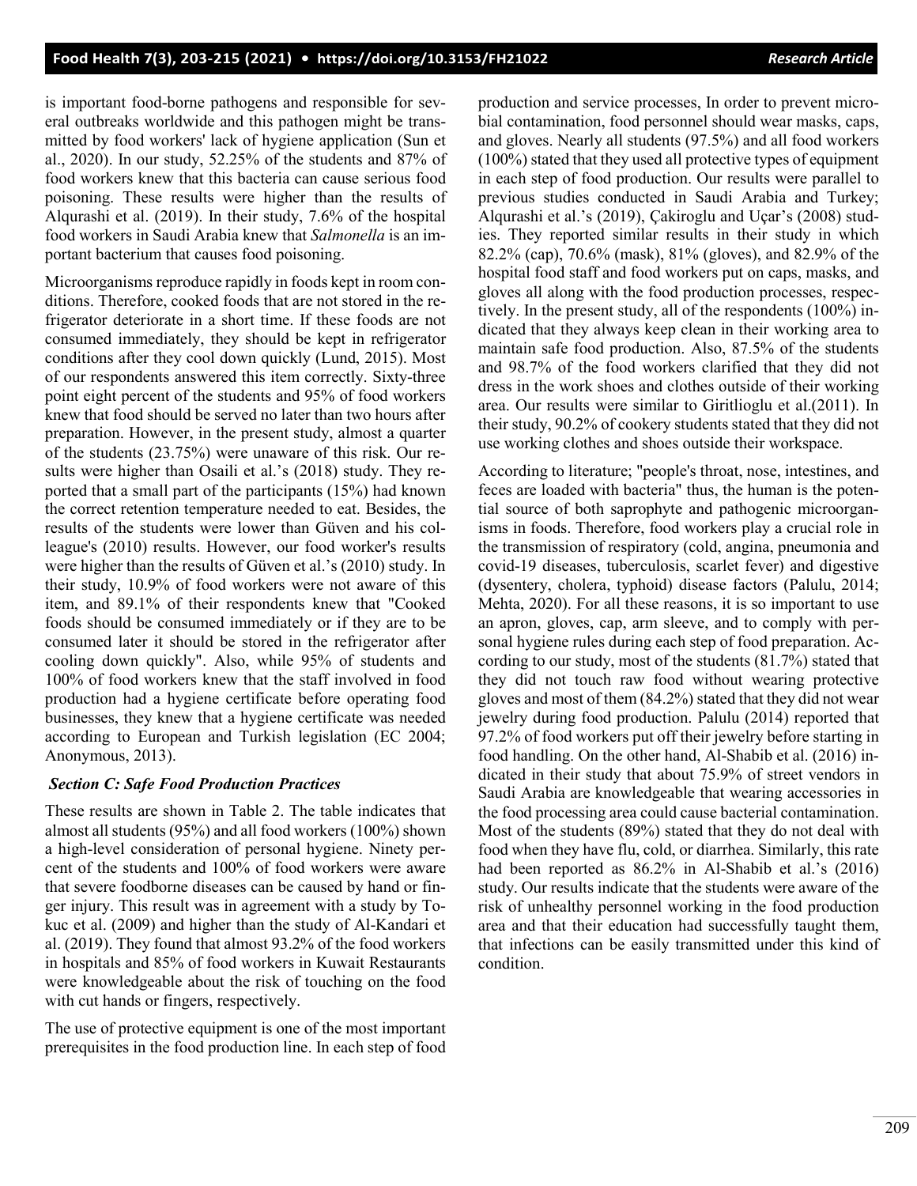is important food-borne pathogens and responsible for several outbreaks worldwide and this pathogen might be transmitted by food workers' lack of hygiene application (Sun et al., 2020). In our study, 52.25% of the students and 87% of food workers knew that this bacteria can cause serious food poisoning. These results were higher than the results of Alqurashi et al. (2019). In their study, 7.6% of the hospital food workers in Saudi Arabia knew that *Salmonella* is an important bacterium that causes food poisoning.

Microorganisms reproduce rapidly in foods kept in room conditions. Therefore, cooked foods that are not stored in the refrigerator deteriorate in a short time. If these foods are not consumed immediately, they should be kept in refrigerator conditions after they cool down quickly (Lund, 2015). Most of our respondents answered this item correctly. Sixty-three point eight percent of the students and 95% of food workers knew that food should be served no later than two hours after preparation. However, in the present study, almost a quarter of the students (23.75%) were unaware of this risk. Our results were higher than Osaili et al.'s (2018) study. They reported that a small part of the participants (15%) had known the correct retention temperature needed to eat. Besides, the results of the students were lower than Güven and his colleague's (2010) results. However, our food worker's results were higher than the results of Güven et al.'s (2010) study. In their study, 10.9% of food workers were not aware of this item, and 89.1% of their respondents knew that "Cooked foods should be consumed immediately or if they are to be consumed later it should be stored in the refrigerator after cooling down quickly". Also, while 95% of students and 100% of food workers knew that the staff involved in food production had a hygiene certificate before operating food businesses, they knew that a hygiene certificate was needed according to European and Turkish legislation (EC 2004; Anonymous, 2013).

### *Section C: Safe Food Production Practices*

These results are shown in Table 2. The table indicates that almost all students (95%) and all food workers (100%) shown a high-level consideration of personal hygiene. Ninety percent of the students and 100% of food workers were aware that severe foodborne diseases can be caused by hand or finger injury. This result was in agreement with a study by Tokuc et al. (2009) and higher than the study of Al-Kandari et al. (2019). They found that almost 93.2% of the food workers in hospitals and 85% of food workers in Kuwait Restaurants were knowledgeable about the risk of touching on the food with cut hands or fingers, respectively.

The use of protective equipment is one of the most important prerequisites in the food production line. In each step of food production and service processes, In order to prevent microbial contamination, food personnel should wear masks, caps, and gloves. Nearly all students (97.5%) and all food workers (100%) stated that they used all protective types of equipment in each step of food production. Our results were parallel to previous studies conducted in Saudi Arabia and Turkey; Alqurashi et al.'s (2019), Çakiroglu and Uçar's (2008) studies. They reported similar results in their study in which 82.2% (cap), 70.6% (mask), 81% (gloves), and 82.9% of the hospital food staff and food workers put on caps, masks, and gloves all along with the food production processes, respectively. In the present study, all of the respondents (100%) indicated that they always keep clean in their working area to maintain safe food production. Also, 87.5% of the students and 98.7% of the food workers clarified that they did not dress in the work shoes and clothes outside of their working area. Our results were similar to Giritlioglu et al.(2011). In their study, 90.2% of cookery students stated that they did not use working clothes and shoes outside their workspace.

According to literature; "people's throat, nose, intestines, and feces are loaded with bacteria" thus, the human is the potential source of both saprophyte and pathogenic microorganisms in foods. Therefore, food workers play a crucial role in the transmission of respiratory (cold, angina, pneumonia and covid-19 diseases, tuberculosis, scarlet fever) and digestive (dysentery, cholera, typhoid) disease factors (Palulu, 2014; Mehta, 2020). For all these reasons, it is so important to use an apron, gloves, cap, arm sleeve, and to comply with personal hygiene rules during each step of food preparation. According to our study, most of the students (81.7%) stated that they did not touch raw food without wearing protective gloves and most of them (84.2%) stated that they did not wear jewelry during food production. Palulu (2014) reported that 97.2% of food workers put off their jewelry before starting in food handling. On the other hand, Al-Shabib et al. (2016) indicated in their study that about 75.9% of street vendors in Saudi Arabia are knowledgeable that wearing accessories in the food processing area could cause bacterial contamination. Most of the students (89%) stated that they do not deal with food when they have flu, cold, or diarrhea. Similarly, this rate had been reported as 86.2% in Al-Shabib et al.'s (2016) study. Our results indicate that the students were aware of the risk of unhealthy personnel working in the food production area and that their education had successfully taught them, that infections can be easily transmitted under this kind of condition.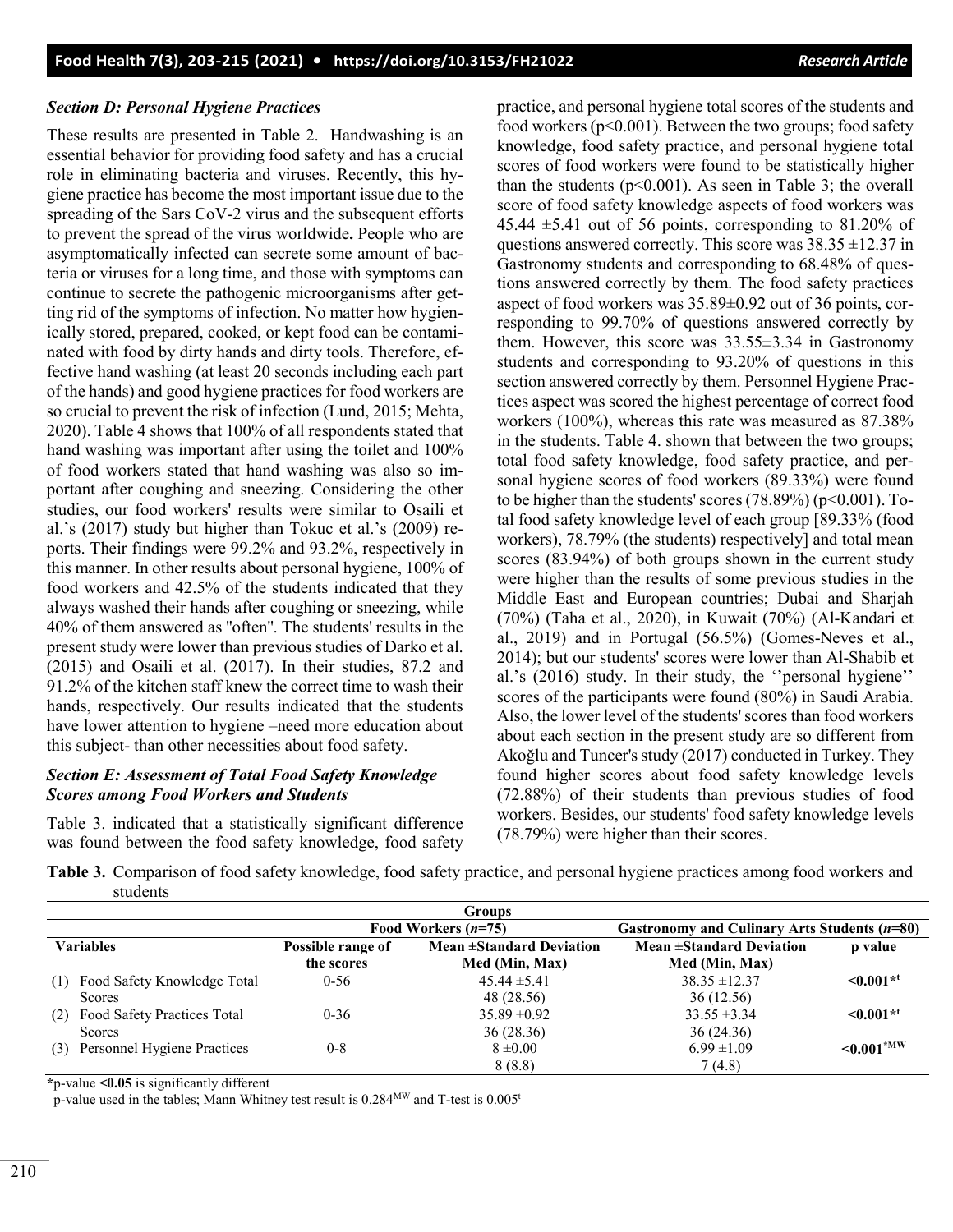### *Section D: Personal Hygiene Practices*

These results are presented in Table 2. Handwashing is an essential behavior for providing food safety and has a crucial role in eliminating bacteria and viruses. Recently, this hygiene practice has become the most important issue due to the spreading of the Sars CoV-2 virus and the subsequent efforts to prevent the spread of the virus worldwide**.** People who are asymptomatically infected can secrete some amount of bacteria or viruses for a long time, and those with symptoms can continue to secrete the pathogenic microorganisms after getting rid of the symptoms of infection. No matter how hygienically stored, prepared, cooked, or kept food can be contaminated with food by dirty hands and dirty tools. Therefore, effective hand washing (at least 20 seconds including each part of the hands) and good hygiene practices for food workers are so crucial to prevent the risk of infection (Lund, 2015; Mehta, 2020). Table 4 shows that 100% of all respondents stated that hand washing was important after using the toilet and 100% of food workers stated that hand washing was also so important after coughing and sneezing. Considering the other studies, our food workers' results were similar to Osaili et al.'s (2017) study but higher than Tokuc et al.'s (2009) reports. Their findings were 99.2% and 93.2%, respectively in this manner. In other results about personal hygiene, 100% of food workers and 42.5% of the students indicated that they always washed their hands after coughing or sneezing, while 40% of them answered as "often". The students' results in the present study were lower than previous studies of Darko et al. (2015) and Osaili et al. (2017). In their studies, 87.2 and 91.2% of the kitchen staff knew the correct time to wash their hands, respectively. Our results indicated that the students have lower attention to hygiene –need more education about this subject- than other necessities about food safety.

### *Section E: Assessment of Total Food Safety Knowledge Scores among Food Workers and Students*

Table 3. indicated that a statistically significant difference was found between the food safety knowledge, food safety practice, and personal hygiene total scores of the students and food workers ($p<0.001$). Between the two groups; food safety knowledge, food safety practice, and personal hygiene total scores of food workers were found to be statistically higher than the students ($p<0.001$). As seen in Table 3; the overall score of food safety knowledge aspects of food workers was 45.44 ±5.41 out of 56 points, corresponding to 81.20% of questions answered correctly. This score was 38.35 ±12.37 in Gastronomy students and corresponding to 68.48% of questions answered correctly by them. The food safety practices aspect of food workers was 35.89±0.92 out of 36 points, corresponding to 99.70% of questions answered correctly by them. However, this score was 33.55±3.34 in Gastronomy students and corresponding to 93.20% of questions in this section answered correctly by them. Personnel Hygiene Practices aspect was scored the highest percentage of correct food workers (100%), whereas this rate was measured as 87.38% in the students. Table 4. shown that between the two groups; total food safety knowledge, food safety practice, and personal hygiene scores of food workers (89.33%) were found to be higher than the students' scores (78.89%) ($p<0.001$). Total food safety knowledge level of each group [89.33% (food workers), 78.79% (the students) respectively] and total mean scores (83.94%) of both groups shown in the current study were higher than the results of some previous studies in the Middle East and European countries; Dubai and Sharjah (70%) (Taha et al., 2020), in Kuwait (70%) (Al-Kandari et al., 2019) and in Portugal (56.5%) (Gomes-Neves et al., 2014); but our students' scores were lower than Al-Shabib et al.'s (2016) study. In their study, the ''personal hygiene'' scores of the participants were found (80%) in Saudi Arabia. Also, the lower level of the students' scores than food workers about each section in the present study are so different from Akoğlu and Tuncer's study (2017) conducted in Turkey. They found higher scores about food safety knowledge levels (72.88%) of their students than previous studies of food workers. Besides, our students' food safety knowledge levels (78.79%) were higher than their scores.

**Table 3.** Comparison of food safety knowledge, food safety practice, and personal hygiene practices among food workers and students

| | Groups | | | |
|---|---|---|---|---|
| | Food Workers ($n$=75) | | Gastronomy and Culinary Arts Students ($n$=80) | |
| **Variables** | **Possible range of the scores** | **Mean ±Standard Deviation Med (Min, Max)** | **Mean ±Standard Deviation Med (Min, Max)** | **p value** |
| (1) Food Safety Knowledge Total Scores | 0-56 | 45.44 ±5.41<br>48 (28.56) | 38.35 ±12.37<br>36 (12.56) | **<0.001*$^{t}$** |
| (2) Food Safety Practices Total Scores | 0-36 | 35.89 ±0.92<br>36 (28.36) | 33.55 ±3.34<br>36 (24.36) | **<0.001*$^{t}$** |
| (3) Personnel Hygiene Practices | 0-8 | 8 ±0.00<br>8 (8.8) | 6.99 ±1.09<br>7 (4.8) | **<0.001*$^{MW}$** |

*p-value **<0.05** is significantly different

p-value used in the tables; Mann Whitney test result is 0.284$^{MW}$ and T-test is 0.005$^{t}$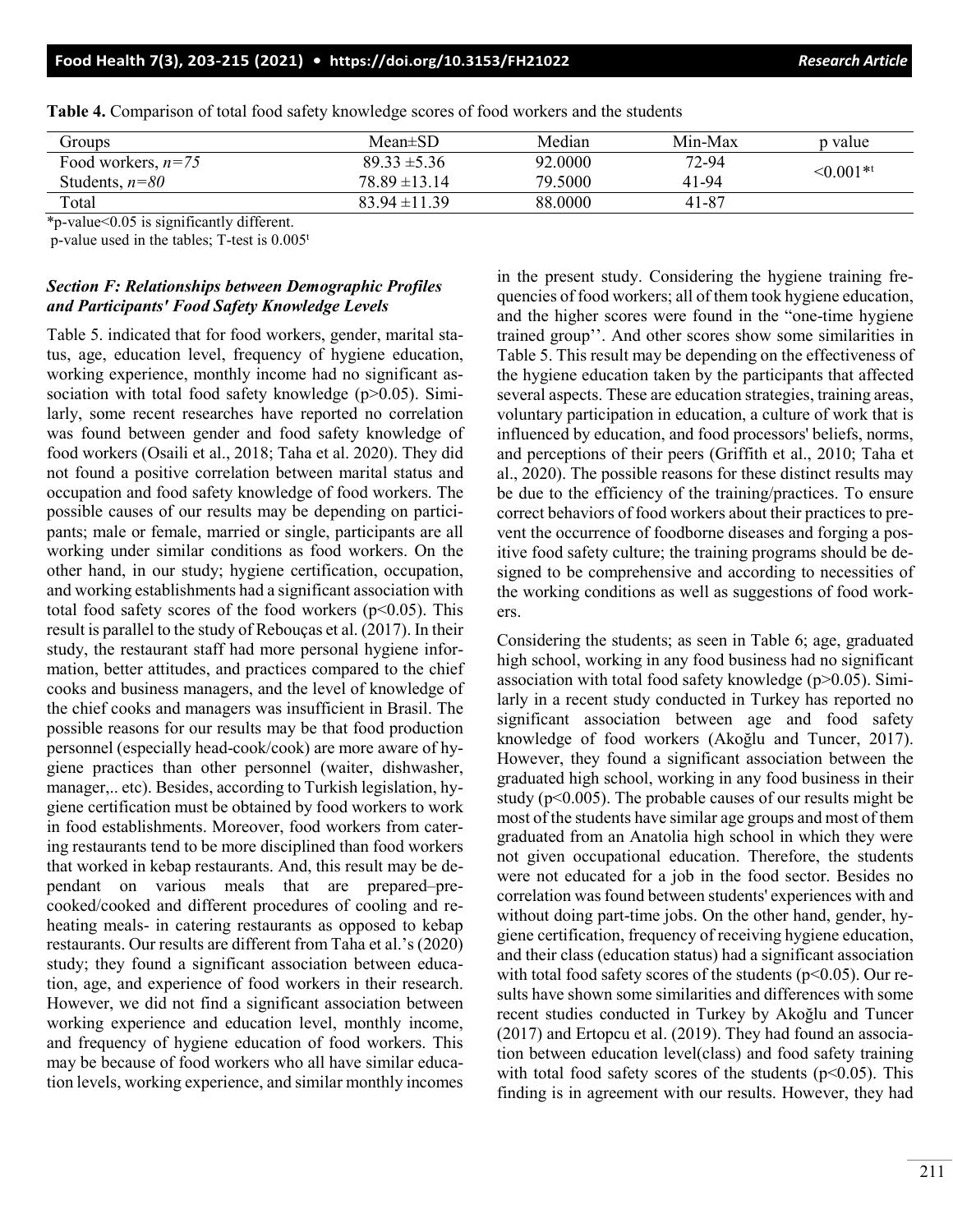**Table 4.** Comparison of total food safety knowledge scores of food workers and the students

| Groups | Mean±SD | Median | Min-Max | p value |
|---|---|---|---|---|
| Food workers, *n=75* | 89.33 ±5.36 | 92.0000 | 72-94 | <0.001*ᵗ |
| Students, *n=80* | 78.89 ±13.14 | 79.5000 | 41-94 | |
| Total | 83.94 ±11.39 | 88.0000 | 41-87 | |

*p-value<0.05 is significantly different.
p-value used in the tables; T-test is 0.005ᵗ

### *Section F: Relationships between Demographic Profiles and Participants' Food Safety Knowledge Levels*

Table 5. indicated that for food workers, gender, marital status, age, education level, frequency of hygiene education, working experience, monthly income had no significant association with total food safety knowledge (p>0.05). Similarly, some recent researches have reported no correlation was found between gender and food safety knowledge of food workers (Osaili et al., 2018; Taha et al. 2020). They did not found a positive correlation between marital status and occupation and food safety knowledge of food workers. The possible causes of our results may be depending on participants; male or female, married or single, participants are all working under similar conditions as food workers. On the other hand, in our study; hygiene certification, occupation, and working establishments had a significant association with total food safety scores of the food workers (p<0.05). This result is parallel to the study of Rebouças et al. (2017). In their study, the restaurant staff had more personal hygiene information, better attitudes, and practices compared to the chief cooks and business managers, and the level of knowledge of the chief cooks and managers was insufficient in Brasil. The possible reasons for our results may be that food production personnel (especially head-cook/cook) are more aware of hygiene practices than other personnel (waiter, dishwasher, manager,.. etc). Besides, according to Turkish legislation, hygiene certification must be obtained by food workers to work in food establishments. Moreover, food workers from catering restaurants tend to be more disciplined than food workers that worked in kebap restaurants. And, this result may be dependant on various meals that are prepared–precooked/cooked and different procedures of cooling and reheating meals- in catering restaurants as opposed to kebap restaurants. Our results are different from Taha et al.'s (2020) study; they found a significant association between education, age, and experience of food workers in their research. However, we did not find a significant association between working experience and education level, monthly income, and frequency of hygiene education of food workers. This may be because of food workers who all have similar education levels, working experience, and similar monthly incomes in the present study. Considering the hygiene training frequencies of food workers; all of them took hygiene education, and the higher scores were found in the "one-time hygiene trained group''. And other scores show some similarities in Table 5. This result may be depending on the effectiveness of the hygiene education taken by the participants that affected several aspects. These are education strategies, training areas, voluntary participation in education, a culture of work that is influenced by education, and food processors' beliefs, norms, and perceptions of their peers (Griffith et al., 2010; Taha et al., 2020). The possible reasons for these distinct results may be due to the efficiency of the training/practices. To ensure correct behaviors of food workers about their practices to prevent the occurrence of foodborne diseases and forging a positive food safety culture; the training programs should be designed to be comprehensive and according to necessities of the working conditions as well as suggestions of food workers.

Considering the students; as seen in Table 6; age, graduated high school, working in any food business had no significant association with total food safety knowledge (p>0.05). Similarly in a recent study conducted in Turkey has reported no significant association between age and food safety knowledge of food workers (Akoğlu and Tuncer, 2017). However, they found a significant association between the graduated high school, working in any food business in their study (p<0.005). The probable causes of our results might be most of the students have similar age groups and most of them graduated from an Anatolia high school in which they were not given occupational education. Therefore, the students were not educated for a job in the food sector. Besides no correlation was found between students' experiences with and without doing part-time jobs. On the other hand, gender, hygiene certification, frequency of receiving hygiene education, and their class (education status) had a significant association with total food safety scores of the students (p<0.05). Our results have shown some similarities and differences with some recent studies conducted in Turkey by Akoğlu and Tuncer (2017) and Ertopcu et al. (2019). They had found an association between education level(class) and food safety training with total food safety scores of the students (p<0.05). This finding is in agreement with our results. However, they had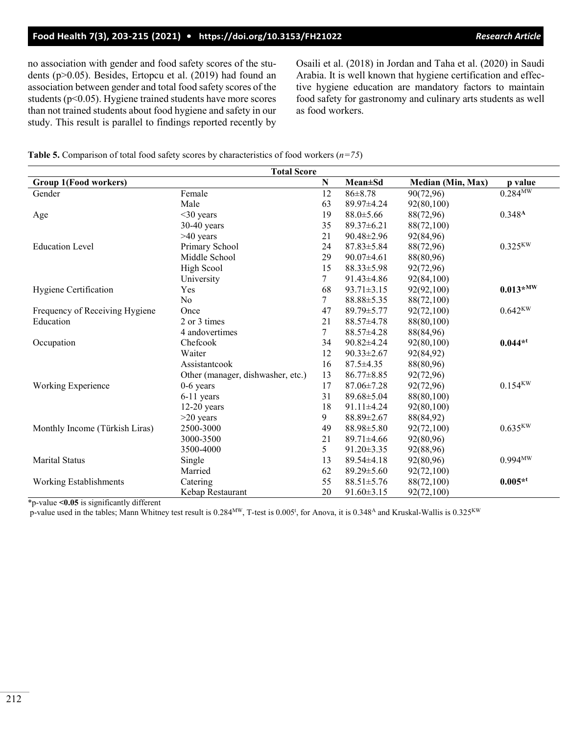no association with gender and food safety scores of the students (p>0.05). Besides, Ertopcu et al. (2019) had found an association between gender and total food safety scores of the students (p<0.05). Hygiene trained students have more scores than not trained students about food hygiene and safety in our study. This result is parallel to findings reported recently by Osaili et al. (2018) in Jordan and Taha et al. (2020) in Saudi Arabia. It is well known that hygiene certification and effective hygiene education are mandatory factors to maintain food safety for gastronomy and culinary arts students as well as food workers.

**Table 5.** Comparison of total food safety scores by characteristics of food workers (*n=75*)

| | | Total Score | | | |
|---|---|---|---|---|---|
| **Group 1(Food workers)** | | **N** | **Mean±Sd** | **Median (Min, Max)** | **p value** |
| Gender | Female | 12 | 86±8.78 | 90(72,96) | 0.284[MW] |
| | Male | 63 | 89.97±4.24 | 92(80,100) | |
| Age | <30 years | 19 | 88.0±5.66 | 88(72,96) | 0.348[A] |
| | 30-40 years | 35 | 89.37±6.21 | 88(72,100) | |
| | >40 years | 21 | 90.48±2.96 | 92(84,96) | |
| Education Level | Primary School | 24 | 87.83±5.84 | 88(72,96) | 0.325[KW] |
| | Middle School | 29 | 90.07±4.61 | 88(80,96) | |
| | High Scool | 15 | 88.33±5.98 | 92(72,96) | |
| | University | 7 | 91.43±4.86 | 92(84,100) | |
| Hygiene Certification | Yes | 68 | 93.71±3.15 | 92(92,100) | **0.013*[MW]** |
| | No | 7 | 88.88±5.35 | 88(72,100) | |
| Frequency of Receiving Hygiene Education | Once | 47 | 89.79±5.77 | 92(72,100) | 0.642[KW] |
| | 2 or 3 times | 21 | 88.57±4.78 | 88(80,100) | |
| | 4 andovertimes | 7 | 88.57±4.28 | 88(84,96) | |
| Occupation | Chefcook | 34 | 90.82±4.24 | 92(80,100) | **0.044*[t]** |
| | Waiter | 12 | 90.33±2.67 | 92(84,92) | |
| | Assistantcook | 16 | 87.5±4.35 | 88(80,96) | |
| | Other (manager, dishwasher, etc.) | 13 | 86.77±8.85 | 92(72,96) | |
| Working Experience | 0-6 years | 17 | 87.06±7.28 | 92(72,96) | 0.154[KW] |
| | 6-11 years | 31 | 89.68±5.04 | 88(80,100) | |
| | 12-20 years | 18 | 91.11±4.24 | 92(80,100) | |
| | >20 years | 9 | 88.89±2.67 | 88(84,92) | |
| Monthly Income (Türkish Liras) | 2500-3000 | 49 | 88.98±5.80 | 92(72,100) | 0.635[KW] |
| | 3000-3500 | 21 | 89.71±4.66 | 92(80,96) | |
| | 3500-4000 | 5 | 91.20±3.35 | 92(88,96) | |
| Marital Status | Single | 13 | 89.54±4.18 | 92(80,96) | 0.994[MW] |
| | Married | 62 | 89.29±5.60 | 92(72,100) | |
| Working Establishments | Catering | 55 | 88.51±5.76 | 88(72,100) | **0.005*[t]** |
| | Kebap Restaurant | 20 | 91.60±3.15 | 92(72,100) | |

*p-value **<0.05** is significantly different

p-value used in the tables; Mann Whitney test result is 0.284[MW], T-test is 0.005[t], for Anova, it is 0.348[A] and Kruskal-Wallis is 0.325[KW]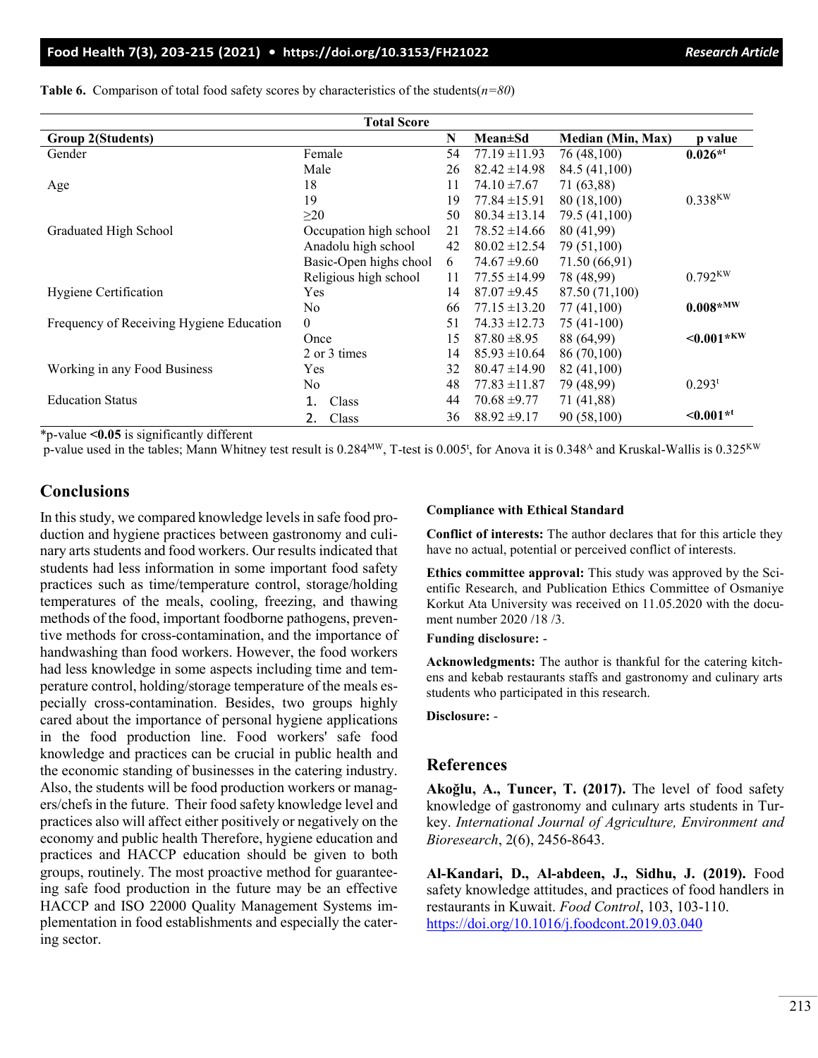**Table 6.** Comparison of total food safety scores by characteristics of the students(*n=80*)

| Group 2(Students) | | N | Mean±Sd | Median (Min, Max) | p value |
|---|---|---|---|---|---|
| | | | **Total Score** | | |
| Gender | Female | 54 | 77.19 ±11.93 | 76 (48,100) | **0.026*[t]** |
| | Male | 26 | 82.42 ±14.98 | 84.5 (41,100) | |
| Age | 18 | 11 | 74.10 ±7.67 | 71 (63,88) | |
| | 19 | 19 | 77.84 ±15.91 | 80 (18,100) | 0.338[KW] |
| | ≥20 | 50 | 80.34 ±13.14 | 79.5 (41,100) | |
| Graduated High School | Occupation high school | 21 | 78.52 ±14.66 | 80 (41,99) | |
| | Anadolu high school | 42 | 80.02 ±12.54 | 79 (51,100) | |
| | Basic-Open highs chool | 6 | 74.67 ±9.60 | 71.50 (66,91) | |
| | Religious high school | 11 | 77.55 ±14.99 | 78 (48,99) | 0.792[KW] |
| Hygiene Certification | Yes | 14 | 87.07 ±9.45 | 87.50 (71,100) | |
| | No | 66 | 77.15 ±13.20 | 77 (41,100) | **0.008*[MW]** |
| Frequency of Receiving Hygiene Education | 0 | 51 | 74.33 ±12.73 | 75 (41-100) | |
| | Once | 15 | 87.80 ±8.95 | 88 (64,99) | **<0.001*[KW]** |
| | 2 or 3 times | 14 | 85.93 ±10.64 | 86 (70,100) | |
| Working in any Food Business | Yes | 32 | 80.47 ±14.90 | 82 (41,100) | |
| | No | 48 | 77.83 ±11.87 | 79 (48,99) | 0.293[t] |
| Education Status | 1. Class | 44 | 70.68 ±9.77 | 71 (41,88) | |
| | 2. Class | 36 | 88.92 ±9.17 | 90 (58,100) | **<0.001*[t]** |

*p-value **<0.05** is significantly different

p-value used in the tables; Mann Whitney test result is 0.284[MW], T-test is 0.005[t], for Anova it is 0.348[A] and Kruskal-Wallis is 0.325[KW]

## Conclusions

In this study, we compared knowledge levels in safe food production and hygiene practices between gastronomy and culinary arts students and food workers. Our results indicated that students had less information in some important food safety practices such as time/temperature control, storage/holding temperatures of the meals, cooling, freezing, and thawing methods of the food, important foodborne pathogens, preventive methods for cross-contamination, and the importance of handwashing than food workers. However, the food workers had less knowledge in some aspects including time and temperature control, holding/storage temperature of the meals especially cross-contamination. Besides, two groups highly cared about the importance of personal hygiene applications in the food production line. Food workers' safe food knowledge and practices can be crucial in public health and the economic standing of businesses in the catering industry. Also, the students will be food production workers or managers/chefs in the future. Their food safety knowledge level and practices also will affect either positively or negatively on the economy and public health Therefore, hygiene education and practices and HACCP education should be given to both groups, routinely. The most proactive method for guaranteeing safe food production in the future may be an effective HACCP and ISO 22000 Quality Management Systems implementation in food establishments and especially the catering sector.

**Compliance with Ethical Standard**

**Conflict of interests:** The author declares that for this article they have no actual, potential or perceived conflict of interests.

**Ethics committee approval:** This study was approved by the Scientific Research, and Publication Ethics Committee of Osmaniye Korkut Ata University was received on 11.05.2020 with the document number 2020 /18 /3.

**Funding disclosure:** -

**Acknowledgments:** The author is thankful for the catering kitchens and kebab restaurants staffs and gastronomy and culinary arts students who participated in this research.

**Disclosure:** -

## References

**Akoğlu, A., Tuncer, T. (2017).** The level of food safety knowledge of gastronomy and culınary arts students in Turkey. *International Journal of Agriculture, Environment and Bioresearch*, 2(6), 2456-8643.

**Al-Kandari, D., Al-abdeen, J., Sidhu, J. (2019).** Food safety knowledge attitudes, and practices of food handlers in restaurants in Kuwait. *Food Control*, 103, 103-110. https://doi.org/10.1016/j.foodcont.2019.03.040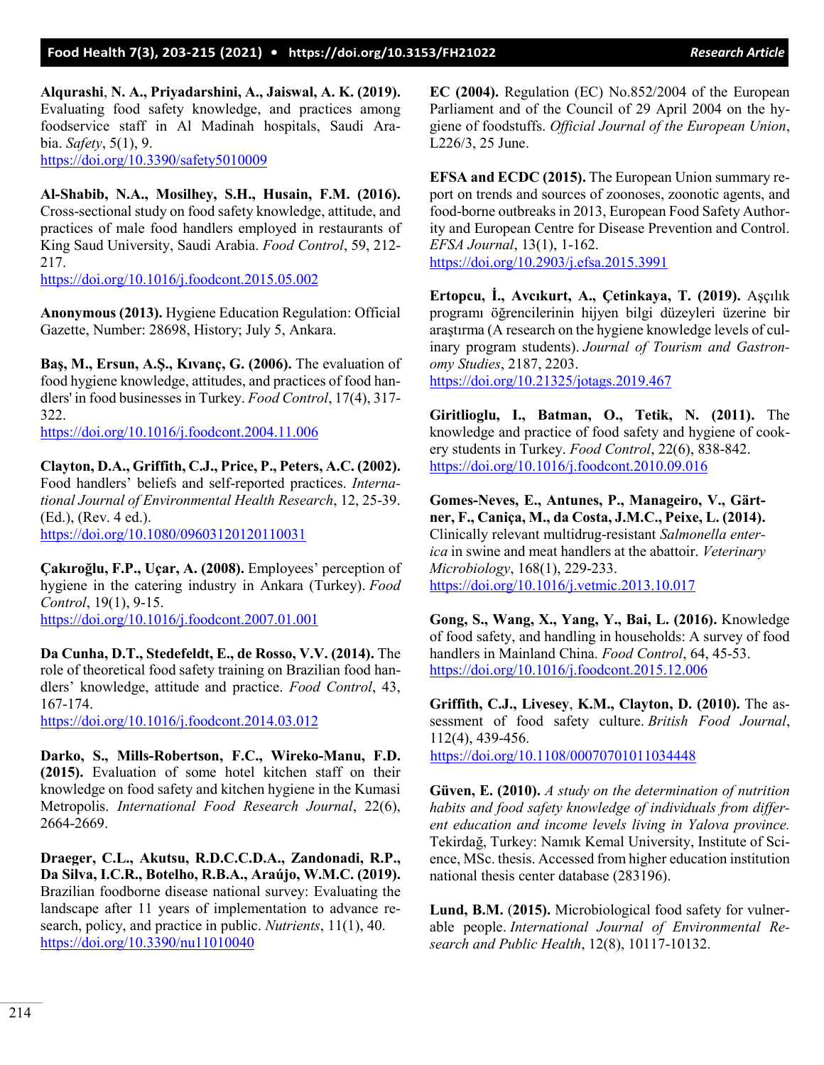**Alqurashi, N. A., Priyadarshini, A., Jaiswal, A. K. (2019).** Evaluating food safety knowledge, and practices among foodservice staff in Al Madinah hospitals, Saudi Arabia. *Safety*, 5(1), 9.
https://doi.org/10.3390/safety5010009

**Al-Shabib, N.A., Mosilhey, S.H., Husain, F.M. (2016).** Cross-sectional study on food safety knowledge, attitude, and practices of male food handlers employed in restaurants of King Saud University, Saudi Arabia. *Food Control*, 59, 212-217.
https://doi.org/10.1016/j.foodcont.2015.05.002

**Anonymous (2013).** Hygiene Education Regulation: Official Gazette, Number: 28698, History; July 5, Ankara.

**Baş, M., Ersun, A.Ş., Kıvanç, G. (2006).** The evaluation of food hygiene knowledge, attitudes, and practices of food handlers' in food businesses in Turkey. *Food Control*, 17(4), 317-322.
https://doi.org/10.1016/j.foodcont.2004.11.006

**Clayton, D.A., Griffith, C.J., Price, P., Peters, A.C. (2002).** Food handlers' beliefs and self-reported practices. *International Journal of Environmental Health Research*, 12, 25-39. (Ed.), (Rev. 4 ed.).
https://doi.org/10.1080/09603120120110031

**Çakıroğlu, F.P., Uçar, A. (2008).** Employees' perception of hygiene in the catering industry in Ankara (Turkey). *Food Control*, 19(1), 9-15.
https://doi.org/10.1016/j.foodcont.2007.01.001

**Da Cunha, D.T., Stedefeldt, E., de Rosso, V.V. (2014).** The role of theoretical food safety training on Brazilian food handlers' knowledge, attitude and practice. *Food Control*, 43, 167-174.
https://doi.org/10.1016/j.foodcont.2014.03.012

**Darko, S., Mills-Robertson, F.C., Wireko-Manu, F.D. (2015).** Evaluation of some hotel kitchen staff on their knowledge on food safety and kitchen hygiene in the Kumasi Metropolis. *International Food Research Journal*, 22(6), 2664-2669.

**Draeger, C.L., Akutsu, R.D.C.C.D.A., Zandonadi, R.P., Da Silva, I.C.R., Botelho, R.B.A., Araújo, W.M.C. (2019).** Brazilian foodborne disease national survey: Evaluating the landscape after 11 years of implementation to advance research, policy, and practice in public. *Nutrients*, 11(1), 40.
https://doi.org/10.3390/nu11010040

**EC (2004).** Regulation (EC) No.852/2004 of the European Parliament and of the Council of 29 April 2004 on the hygiene of foodstuffs. *Official Journal of the European Union*, L226/3, 25 June.

**EFSA and ECDC (2015).** The European Union summary report on trends and sources of zoonoses, zoonotic agents, and food-borne outbreaks in 2013, European Food Safety Authority and European Centre for Disease Prevention and Control. *EFSA Journal*, 13(1), 1-162.
https://doi.org/10.2903/j.efsa.2015.3991

**Ertopcu, İ., Avcıkurt, A., Çetinkaya, T. (2019).** Aşçılık programı öğrencilerinin hijyen bilgi düzeyleri üzerine bir araştırma (A research on the hygiene knowledge levels of culinary program students). *Journal of Tourism and Gastronomy Studies*, 2187, 2203.
https://doi.org/10.21325/jotags.2019.467

**Giritlioglu, I., Batman, O., Tetik, N. (2011).** The knowledge and practice of food safety and hygiene of cookery students in Turkey. *Food Control*, 22(6), 838-842.
https://doi.org/10.1016/j.foodcont.2010.09.016

**Gomes-Neves, E., Antunes, P., Manageiro, V., Gärtner, F., Caniça, M., da Costa, J.M.C., Peixe, L. (2014).** Clinically relevant multidrug-resistant *Salmonella enterica* in swine and meat handlers at the abattoir. *Veterinary Microbiology*, 168(1), 229-233.
https://doi.org/10.1016/j.vetmic.2013.10.017

**Gong, S., Wang, X., Yang, Y., Bai, L. (2016).** Knowledge of food safety, and handling in households: A survey of food handlers in Mainland China. *Food Control*, 64, 45-53.
https://doi.org/10.1016/j.foodcont.2015.12.006

**Griffith, C.J., Livesey, K.M., Clayton, D. (2010).** The assessment of food safety culture. *British Food Journal*, 112(4), 439-456.
https://doi.org/10.1108/00070701011034448

**Güven, E. (2010).** *A study on the determination of nutrition habits and food safety knowledge of individuals from different education and income levels living in Yalova province.* Tekirdağ, Turkey: Namık Kemal University, Institute of Science, MSc. thesis. Accessed from higher education institution national thesis center database (283196).

**Lund, B.M. (2015).** Microbiological food safety for vulnerable people. *International Journal of Environmental Research and Public Health*, 12(8), 10117-10132.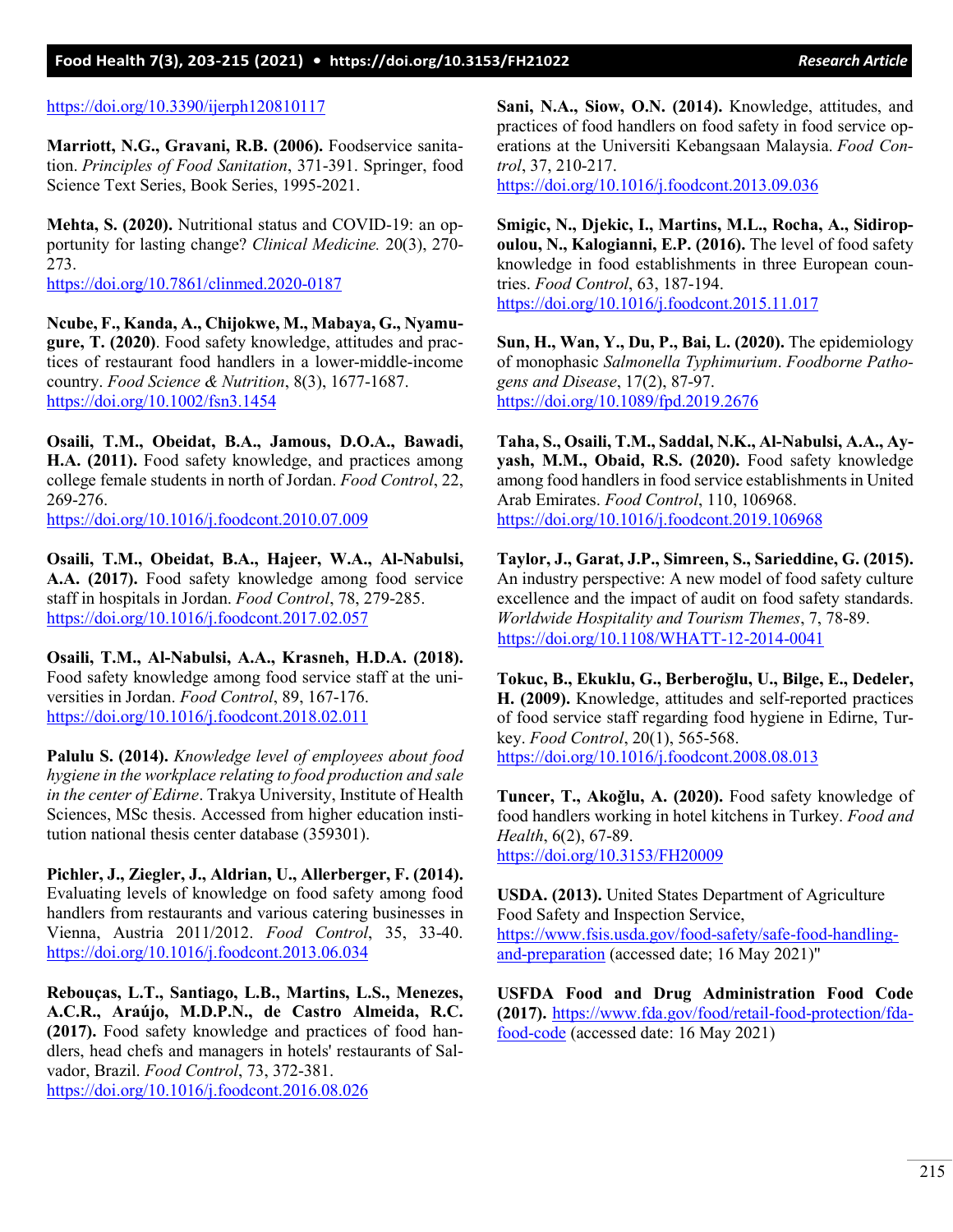https://doi.org/10.3390/ijerph120810117

**Marriott, N.G., Gravani, R.B. (2006).** Foodservice sanitation. *Principles of Food Sanitation*, 371-391. Springer, food Science Text Series, Book Series, 1995-2021.

**Mehta, S. (2020).** Nutritional status and COVID-19: an opportunity for lasting change? *Clinical Medicine.* 20(3), 270-273.
https://doi.org/10.7861/clinmed.2020-0187

**Ncube, F., Kanda, A., Chijokwe, M., Mabaya, G., Nyamugure, T. (2020)**. Food safety knowledge, attitudes and practices of restaurant food handlers in a lower-middle-income country. *Food Science & Nutrition*, 8(3), 1677-1687.
https://doi.org/10.1002/fsn3.1454

**Osaili, T.M., Obeidat, B.A., Jamous, D.O.A., Bawadi, H.A. (2011).** Food safety knowledge, and practices among college female students in north of Jordan. *Food Control*, 22, 269-276.
https://doi.org/10.1016/j.foodcont.2010.07.009

**Osaili, T.M., Obeidat, B.A., Hajeer, W.A., Al-Nabulsi, A.A. (2017).** Food safety knowledge among food service staff in hospitals in Jordan. *Food Control*, 78, 279-285.
https://doi.org/10.1016/j.foodcont.2017.02.057

**Osaili, T.M., Al-Nabulsi, A.A., Krasneh, H.D.A. (2018).** Food safety knowledge among food service staff at the universities in Jordan. *Food Control*, 89, 167-176.
https://doi.org/10.1016/j.foodcont.2018.02.011

**Palulu S. (2014).** *Knowledge level of employees about food hygiene in the workplace relating to food production and sale in the center of Edirne*. Trakya University, Institute of Health Sciences, MSc thesis. Accessed from higher education institution national thesis center database (359301).

**Pichler, J., Ziegler, J., Aldrian, U., Allerberger, F. (2014).** Evaluating levels of knowledge on food safety among food handlers from restaurants and various catering businesses in Vienna, Austria 2011/2012. *Food Control*, 35, 33-40.
https://doi.org/10.1016/j.foodcont.2013.06.034

**Rebouças, L.T., Santiago, L.B., Martins, L.S., Menezes, A.C.R., Araújo, M.D.P.N., de Castro Almeida, R.C. (2017).** Food safety knowledge and practices of food handlers, head chefs and managers in hotels' restaurants of Salvador, Brazil. *Food Control*, 73, 372-381.
https://doi.org/10.1016/j.foodcont.2016.08.026

**Sani, N.A., Siow, O.N. (2014).** Knowledge, attitudes, and practices of food handlers on food safety in food service operations at the Universiti Kebangsaan Malaysia. *Food Control*, 37, 210-217.
https://doi.org/10.1016/j.foodcont.2013.09.036

**Smigic, N., Djekic, I., Martins, M.L., Rocha, A., Sidiropoulou, N., Kalogianni, E.P. (2016).** The level of food safety knowledge in food establishments in three European countries. *Food Control*, 63, 187-194.
https://doi.org/10.1016/j.foodcont.2015.11.017

**Sun, H., Wan, Y., Du, P., Bai, L. (2020).** The epidemiology of monophasic *Salmonella Typhimurium*. *Foodborne Pathogens and Disease*, 17(2), 87-97.
https://doi.org/10.1089/fpd.2019.2676

**Taha, S., Osaili, T.M., Saddal, N.K., Al-Nabulsi, A.A., Ayyash, M.M., Obaid, R.S. (2020).** Food safety knowledge among food handlers in food service establishments in United Arab Emirates. *Food Control*, 110, 106968.
https://doi.org/10.1016/j.foodcont.2019.106968

**Taylor, J., Garat, J.P., Simreen, S., Sarieddine, G. (2015).** An industry perspective: A new model of food safety culture excellence and the impact of audit on food safety standards. *Worldwide Hospitality and Tourism Themes*, 7, 78-89.
https://doi.org/10.1108/WHATT-12-2014-0041

**Tokuc, B., Ekuklu, G., Berberoğlu, U., Bilge, E., Dedeler, H. (2009).** Knowledge, attitudes and self-reported practices of food service staff regarding food hygiene in Edirne, Turkey. *Food Control*, 20(1), 565-568.
https://doi.org/10.1016/j.foodcont.2008.08.013

**Tuncer, T., Akoğlu, A. (2020).** Food safety knowledge of food handlers working in hotel kitchens in Turkey. *Food and Health*, 6(2), 67-89.
https://doi.org/10.3153/FH20009

**USDA. (2013).** United States Department of Agriculture Food Safety and Inspection Service,
https://www.fsis.usda.gov/food-safety/safe-food-handling-and-preparation (accessed date; 16 May 2021)"

**USFDA Food and Drug Administration Food Code (2017).** https://www.fda.gov/food/retail-food-protection/fda-food-code (accessed date: 16 May 2021)